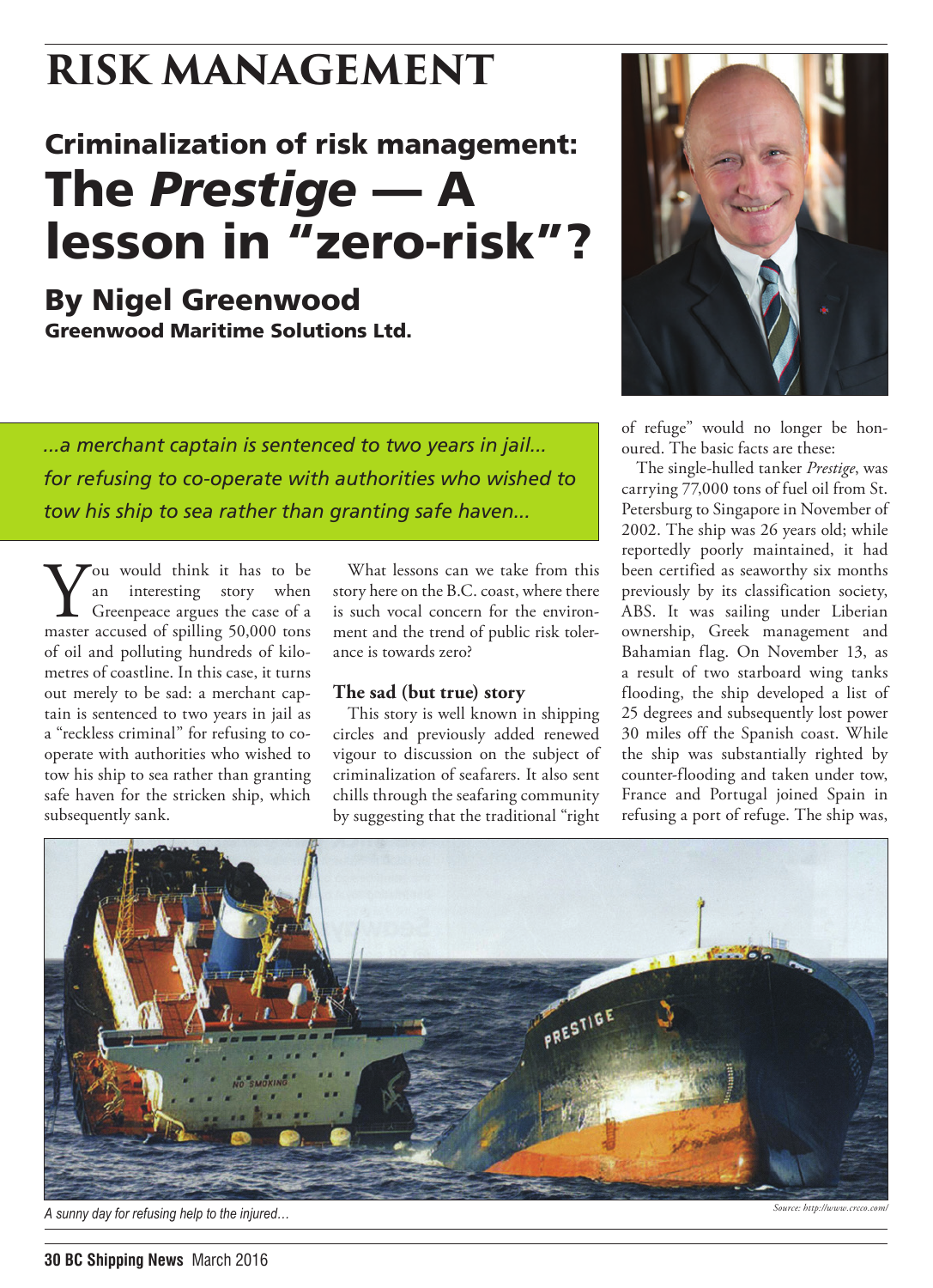# RISK MANAGEMENT

## Criminalization of risk management: The *Prestige* — A lesson in "zero-risk"?

### By Nigel Greenwood
**Greenwood Maritime Solutions Ltd.**

*...a merchant captain is sentenced to two years in jail... for refusing to co-operate with authorities who wished to tow his ship to sea rather than granting safe haven...*

You would think it has to be an interesting story when Greenpeace argues the case of a master accused of spilling 50,000 tons of oil and polluting hundreds of kilometres of coastline. In this case, it turns out merely to be sad: a merchant captain is sentenced to two years in jail as a "reckless criminal" for refusing to co-operate with authorities who wished to tow his ship to sea rather than granting safe haven for the stricken ship, which subsequently sank.

What lessons can we take from this story here on the B.C. coast, where there is such vocal concern for the environment and the trend of public risk tolerance is towards zero?

### The sad (but true) story

This story is well known in shipping circles and previously added renewed vigour to discussion on the subject of criminalization of seafarers. It also sent chills through the seafaring community by suggesting that the traditional "right of refuge" would no longer be honoured. The basic facts are these:

The single-hulled tanker *Prestige*, was carrying 77,000 tons of fuel oil from St. Petersburg to Singapore in November of 2002. The ship was 26 years old; while reportedly poorly maintained, it had been certified as seaworthy six months previously by its classification society, ABS. It was sailing under Liberian ownership, Greek management and Bahamian flag. On November 13, as a result of two starboard wing tanks flooding, the ship developed a list of 25 degrees and subsequently lost power 30 miles off the Spanish coast. While the ship was substantially righted by counter-flooding and taken under tow, France and Portugal joined Spain in refusing a port of refuge. The ship was,

*A sunny day for refusing help to the injured...*

*Source: http://www.crcco.com/*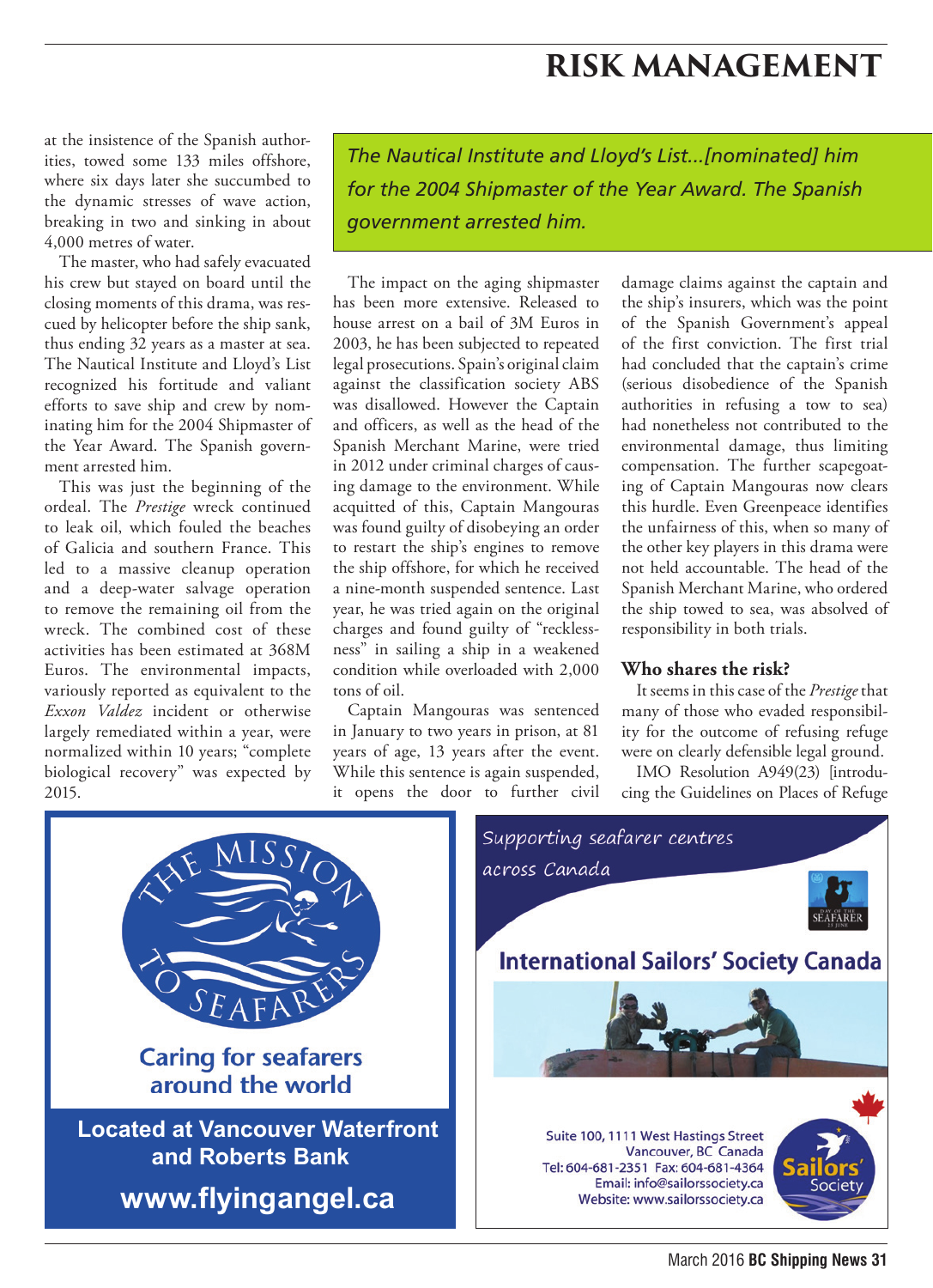at the insistence of the Spanish authorities, towed some 133 miles offshore, where six days later she succumbed to the dynamic stresses of wave action, breaking in two and sinking in about 4,000 metres of water.

The master, who had safely evacuated his crew but stayed on board until the closing moments of this drama, was rescued by helicopter before the ship sank, thus ending 32 years as a master at sea. The Nautical Institute and Lloyd's List recognized his fortitude and valiant efforts to save ship and crew by nominating him for the 2004 Shipmaster of the Year Award. The Spanish government arrested him.

This was just the beginning of the ordeal. The *Prestige* wreck continued to leak oil, which fouled the beaches of Galicia and southern France. This led to a massive cleanup operation and a deep-water salvage operation to remove the remaining oil from the wreck. The combined cost of these activities has been estimated at 368M Euros. The environmental impacts, variously reported as equivalent to the *Exxon Valdez* incident or otherwise largely remediated within a year, were normalized within 10 years; "complete biological recovery" was expected by 2015.

> *The Nautical Institute and Lloyd's List...[nominated] him for the 2004 Shipmaster of the Year Award. The Spanish government arrested him.*

The impact on the aging shipmaster has been more extensive. Released to house arrest on a bail of 3M Euros in 2003, he has been subjected to repeated legal prosecutions. Spain's original claim against the classification society ABS was disallowed. However the Captain and officers, as well as the head of the Spanish Merchant Marine, were tried in 2012 under criminal charges of causing damage to the environment. While acquitted of this, Captain Mangouras was found guilty of disobeying an order to restart the ship's engines to remove the ship offshore, for which he received a nine-month suspended sentence. Last year, he was tried again on the original charges and found guilty of "recklessness" in sailing a ship in a weakened condition while overloaded with 2,000 tons of oil.

Captain Mangouras was sentenced in January to two years in prison, at 81 years of age, 13 years after the event. While this sentence is again suspended, it opens the door to further civil damage claims against the captain and the ship's insurers, which was the point of the Spanish Government's appeal of the first conviction. The first trial had concluded that the captain's crime (serious disobedience of the Spanish authorities in refusing a tow to sea) had nonetheless not contributed to the environmental damage, thus limiting compensation. The further scapegoating of Captain Mangouras now clears this hurdle. Even Greenpeace identifies the unfairness of this, when so many of the other key players in this drama were not held accountable. The head of the Spanish Merchant Marine, who ordered the ship towed to sea, was absolved of responsibility in both trials.

### Who shares the risk?

It seems in this case of the *Prestige* that many of those who evaded responsibility for the outcome of refusing refuge were on clearly defensible legal ground.

IMO Resolution A949(23) [introducing the Guidelines on Places of Refuge

---

**The Mission to Seafarers**

**Caring for seafarers around the world**

**Located at Vancouver Waterfront and Roberts Bank**

**www.flyingangel.ca**

---

*Supporting seafarer centres across Canada*

Day of the Seafarer 25 June

**International Sailors' Society Canada**

Suite 100, 1111 West Hastings Street
Vancouver, BC Canada
Tel: 604-681-2351 Fax: 604-681-4364
Email: info@sailorssociety.ca
Website: www.sailorssociety.ca

Sailors' Society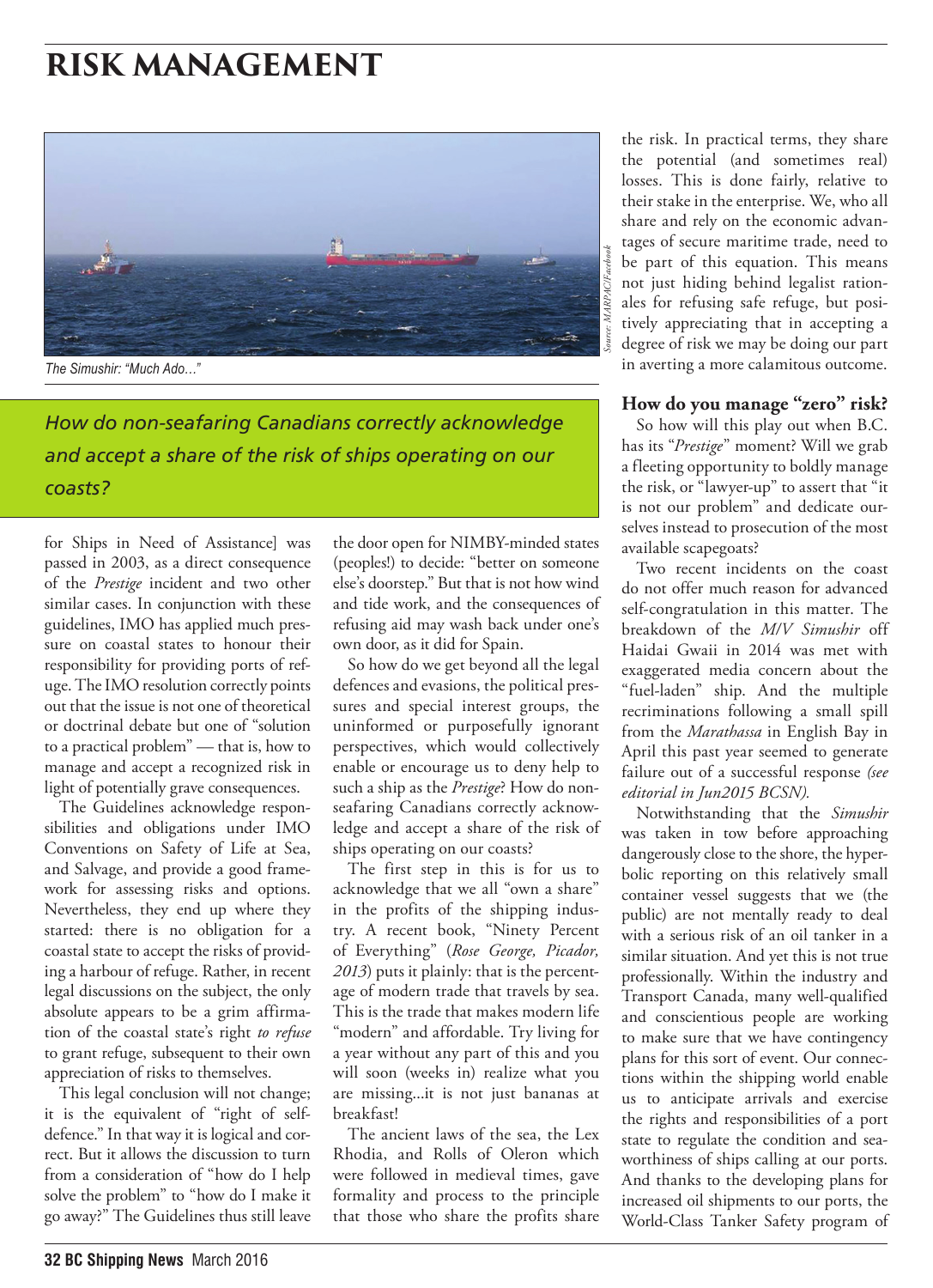# RISK MANAGEMENT

*The Simushir: "Much Ado…"*

*How do non-seafaring Canadians correctly acknowledge and accept a share of the risk of ships operating on our coasts?*

for Ships in Need of Assistance] was passed in 2003, as a direct consequence of the *Prestige* incident and two other similar cases. In conjunction with these guidelines, IMO has applied much pressure on coastal states to honour their responsibility for providing ports of refuge. The IMO resolution correctly points out that the issue is not one of theoretical or doctrinal debate but one of "solution to a practical problem" — that is, how to manage and accept a recognized risk in light of potentially grave consequences.

The Guidelines acknowledge responsibilities and obligations under IMO Conventions on Safety of Life at Sea, and Salvage, and provide a good framework for assessing risks and options. Nevertheless, they end up where they started: there is no obligation for a coastal state to accept the risks of providing a harbour of refuge. Rather, in recent legal discussions on the subject, the only absolute appears to be a grim affirmation of the coastal state's right *to refuse* to grant refuge, subsequent to their own appreciation of risks to themselves.

This legal conclusion will not change; it is the equivalent of "right of self-defence." In that way it is logical and correct. But it allows the discussion to turn from a consideration of "how do I help solve the problem" to "how do I make it go away?" The Guidelines thus still leave the door open for NIMBY-minded states (peoples!) to decide: "better on someone else's doorstep." But that is not how wind and tide work, and the consequences of refusing aid may wash back under one's own door, as it did for Spain.

So how do we get beyond all the legal defences and evasions, the political pressures and special interest groups, the uninformed or purposefully ignorant perspectives, which would collectively enable or encourage us to deny help to such a ship as the *Prestige*? How do non-seafaring Canadians correctly acknowledge and accept a share of the risk of ships operating on our coasts?

The first step in this is for us to acknowledge that we all "own a share" in the profits of the shipping industry. A recent book, "Ninety Percent of Everything" (*Rose George, Picador, 2013*) puts it plainly: that is the percentage of modern trade that travels by sea. This is the trade that makes modern life "modern" and affordable. Try living for a year without any part of this and you will soon (weeks in) realize what you are missing...it is not just bananas at breakfast!

The ancient laws of the sea, the Lex Rhodia, and Rolls of Oleron which were followed in medieval times, gave formality and process to the principle that those who share the profits share the risk. In practical terms, they share the potential (and sometimes real) losses. This is done fairly, relative to their stake in the enterprise. We, who all share and rely on the economic advantages of secure maritime trade, need to be part of this equation. This means not just hiding behind legalist rationales for refusing safe refuge, but positively appreciating that in accepting a degree of risk we may be doing our part in averting a more calamitous outcome.

## How do you manage "zero" risk?

So how will this play out when B.C. has its "*Prestige*" moment? Will we grab a fleeting opportunity to boldly manage the risk, or "lawyer-up" to assert that "it is not our problem" and dedicate ourselves instead to prosecution of the most available scapegoats?

Two recent incidents on the coast do not offer much reason for advanced self-congratulation in this matter. The breakdown of the *M/V Simushir* off Haidai Gwaii in 2014 was met with exaggerated media concern about the "fuel-laden" ship. And the multiple recriminations following a small spill from the *Marathassa* in English Bay in April this past year seemed to generate failure out of a successful response *(see editorial in Jun2015 BCSN).*

Notwithstanding that the *Simushir* was taken in tow before approaching dangerously close to the shore, the hyperbolic reporting on this relatively small container vessel suggests that we (the public) are not mentally ready to deal with a serious risk of an oil tanker in a similar situation. And yet this is not true professionally. Within the industry and Transport Canada, many well-qualified and conscientious people are working to make sure that we have contingency plans for this sort of event. Our connections within the shipping world enable us to anticipate arrivals and exercise the rights and responsibilities of a port state to regulate the condition and seaworthiness of ships calling at our ports. And thanks to the developing plans for increased oil shipments to our ports, the World-Class Tanker Safety program of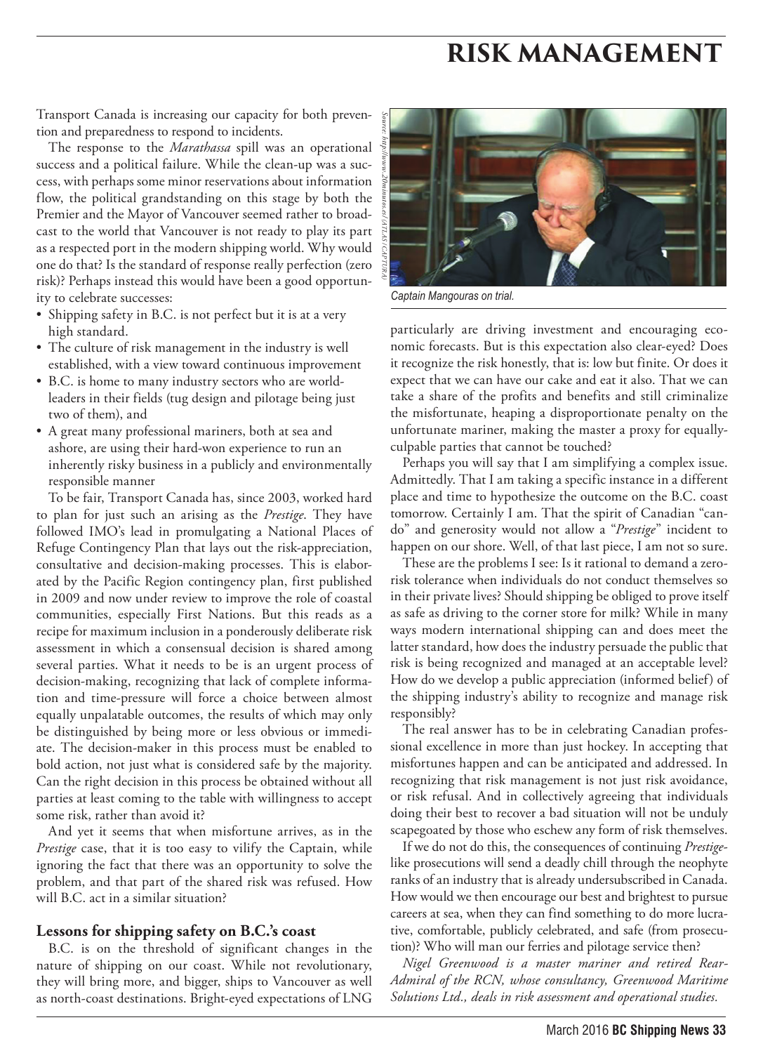Transport Canada is increasing our capacity for both prevention and preparedness to respond to incidents.

The response to the *Marathassa* spill was an operational success and a political failure. While the clean-up was a success, with perhaps some minor reservations about information flow, the political grandstanding on this stage by both the Premier and the Mayor of Vancouver seemed rather to broadcast to the world that Vancouver is not ready to play its part as a respected port in the modern shipping world. Why would one do that? Is the standard of response really perfection (zero risk)? Perhaps instead this would have been a good opportunity to celebrate successes:

- Shipping safety in B.C. is not perfect but it is at a very high standard.
- The culture of risk management in the industry is well established, with a view toward continuous improvement
- B.C. is home to many industry sectors who are world-leaders in their fields (tug design and pilotage being just two of them), and
- A great many professional mariners, both at sea and ashore, are using their hard-won experience to run an inherently risky business in a publicly and environmentally responsible manner

To be fair, Transport Canada has, since 2003, worked hard to plan for just such an arising as the *Prestige*. They have followed IMO's lead in promulgating a National Places of Refuge Contingency Plan that lays out the risk-appreciation, consultative and decision-making processes. This is elaborated by the Pacific Region contingency plan, first published in 2009 and now under review to improve the role of coastal communities, especially First Nations. But this reads as a recipe for maximum inclusion in a ponderously deliberate risk assessment in which a consensual decision is shared among several parties. What it needs to be is an urgent process of decision-making, recognizing that lack of complete information and time-pressure will force a choice between almost equally unpalatable outcomes, the results of which may only be distinguished by being more or less obvious or immediate. The decision-maker in this process must be enabled to bold action, not just what is considered safe by the majority. Can the right decision in this process be obtained without all parties at least coming to the table with willingness to accept some risk, rather than avoid it?

And yet it seems that when misfortune arrives, as in the *Prestige* case, that it is too easy to vilify the Captain, while ignoring the fact that there was an opportunity to solve the problem, and that part of the shared risk was refused. How will B.C. act in a similar situation?

### Lessons for shipping safety on B.C.'s coast

B.C. is on the threshold of significant changes in the nature of shipping on our coast. While not revolutionary, they will bring more, and bigger, ships to Vancouver as well as north-coast destinations. Bright-eyed expectations of LNG particularly are driving investment and encouraging economic forecasts. But is this expectation also clear-eyed? Does it recognize the risk honestly, that is: low but finite. Or does it expect that we can have our cake and eat it also. That we can take a share of the profits and benefits and still criminalize the misfortunate, heaping a disproportionate penalty on the unfortunate mariner, making the master a proxy for equally-culpable parties that cannot be touched?

Source: http://www.20minutos.es/ (ATLAS/CAPTURA)

Captain Mangouras on trial.

Perhaps you will say that I am simplifying a complex issue. Admittedly. That I am taking a specific instance in a different place and time to hypothesize the outcome on the B.C. coast tomorrow. Certainly I am. That the spirit of Canadian "can-do" and generosity would not allow a "*Prestige*" incident to happen on our shore. Well, of that last piece, I am not so sure.

These are the problems I see: Is it rational to demand a zero-risk tolerance when individuals do not conduct themselves so in their private lives? Should shipping be obliged to prove itself as safe as driving to the corner store for milk? While in many ways modern international shipping can and does meet the latter standard, how does the industry persuade the public that risk is being recognized and managed at an acceptable level? How do we develop a public appreciation (informed belief) of the shipping industry's ability to recognize and manage risk responsibly?

The real answer has to be in celebrating Canadian professional excellence in more than just hockey. In accepting that misfortunes happen and can be anticipated and addressed. In recognizing that risk management is not just risk avoidance, or risk refusal. And in collectively agreeing that individuals doing their best to recover a bad situation will not be unduly scapegoated by those who eschew any form of risk themselves.

If we do not do this, the consequences of continuing *Prestige*-like prosecutions will send a deadly chill through the neophyte ranks of an industry that is already undersubscribed in Canada. How would we then encourage our best and brightest to pursue careers at sea, when they can find something to do more lucrative, comfortable, publicly celebrated, and safe (from prosecution)? Who will man our ferries and pilotage service then?

*Nigel Greenwood is a master mariner and retired Rear-Admiral of the RCN, whose consultancy, Greenwood Maritime Solutions Ltd., deals in risk assessment and operational studies.*